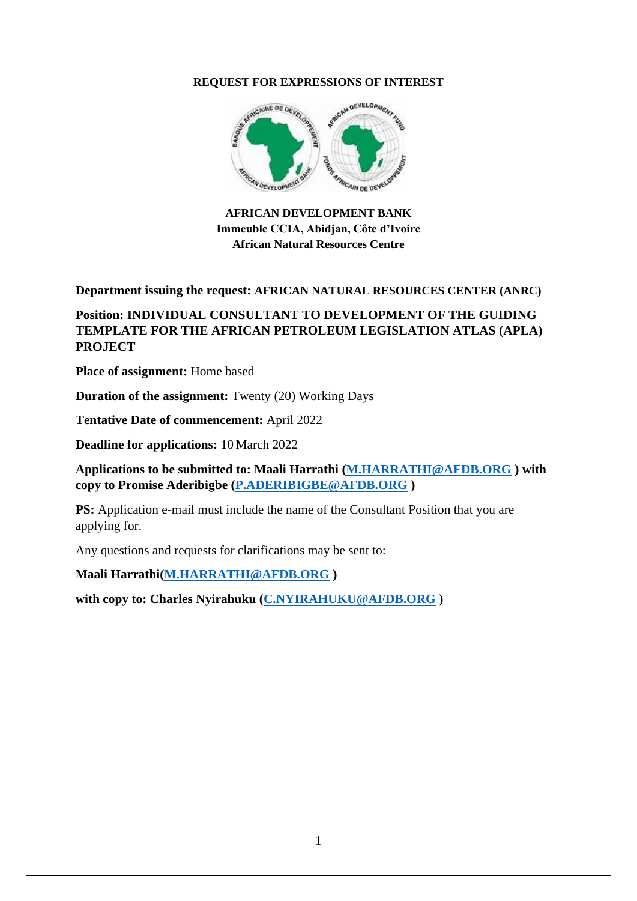**REQUEST FOR EXPRESSIONS OF INTEREST**

**AFRICAN DEVELOPMENT BANK**
**Immeuble CCIA, Abidjan, Côte d'Ivoire**
**African Natural Resources Centre**

**Department issuing the request: AFRICAN NATURAL RESOURCES CENTER (ANRC)**

**Position: INDIVIDUAL CONSULTANT TO DEVELOPMENT OF THE GUIDING TEMPLATE FOR THE AFRICAN PETROLEUM LEGISLATION ATLAS (APLA) PROJECT**

**Place of assignment:** Home based

**Duration of the assignment:** Twenty (20) Working Days

**Tentative Date of commencement:** April 2022

**Deadline for applications:** 10 March 2022

**Applications to be submitted to: Maali Harrathi (M.HARRATHI@AFDB.ORG ) with copy to Promise Aderibigbe (P.ADERIBIGBE@AFDB.ORG )**

**PS:** Application e-mail must include the name of the Consultant Position that you are applying for.

Any questions and requests for clarifications may be sent to:

**Maali Harrathi(M.HARRATHI@AFDB.ORG )**

**with copy to: Charles Nyirahuku (C.NYIRAHUKU@AFDB.ORG )**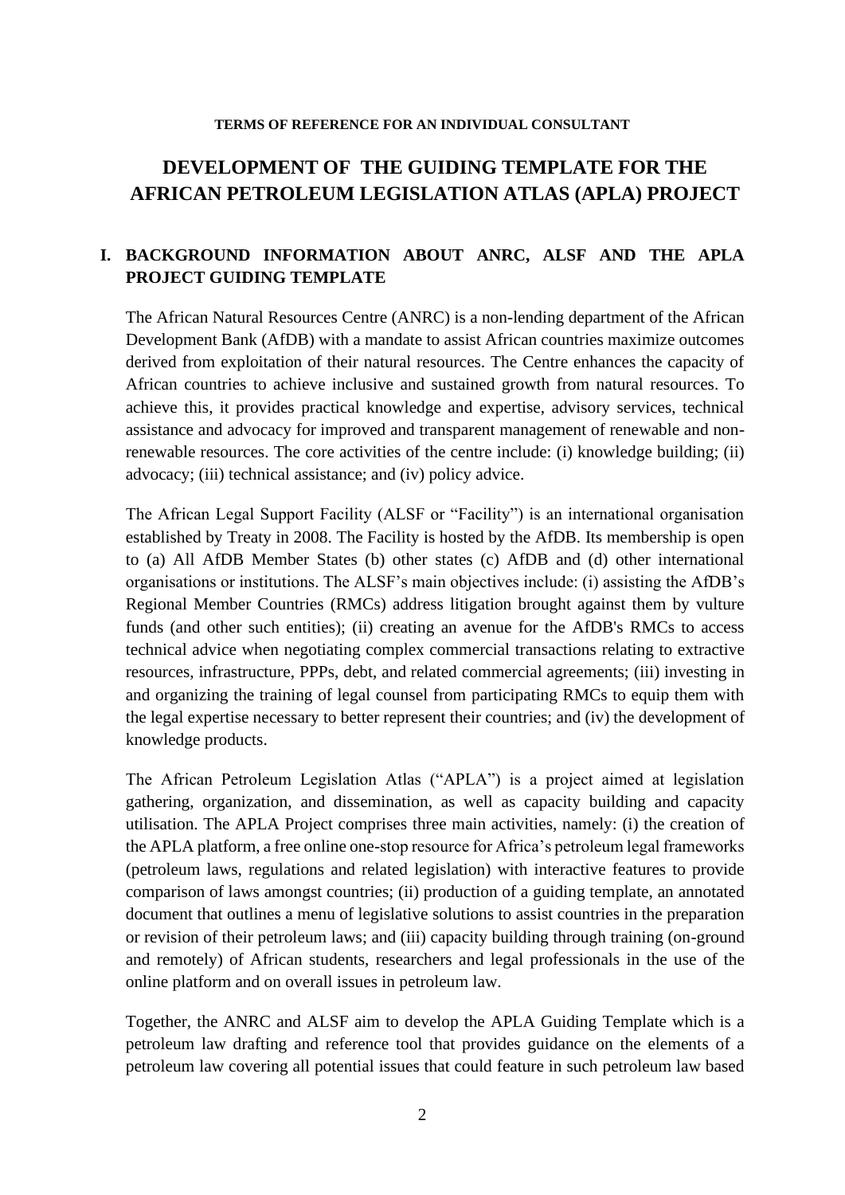**TERMS OF REFERENCE FOR AN INDIVIDUAL CONSULTANT**

# DEVELOPMENT OF THE GUIDING TEMPLATE FOR THE AFRICAN PETROLEUM LEGISLATION ATLAS (APLA) PROJECT

## I. BACKGROUND INFORMATION ABOUT ANRC, ALSF AND THE APLA PROJECT GUIDING TEMPLATE

The African Natural Resources Centre (ANRC) is a non-lending department of the African Development Bank (AfDB) with a mandate to assist African countries maximize outcomes derived from exploitation of their natural resources. The Centre enhances the capacity of African countries to achieve inclusive and sustained growth from natural resources. To achieve this, it provides practical knowledge and expertise, advisory services, technical assistance and advocacy for improved and transparent management of renewable and non-renewable resources. The core activities of the centre include: (i) knowledge building; (ii) advocacy; (iii) technical assistance; and (iv) policy advice.

The African Legal Support Facility (ALSF or "Facility") is an international organisation established by Treaty in 2008. The Facility is hosted by the AfDB. Its membership is open to (a) All AfDB Member States (b) other states (c) AfDB and (d) other international organisations or institutions. The ALSF's main objectives include: (i) assisting the AfDB's Regional Member Countries (RMCs) address litigation brought against them by vulture funds (and other such entities); (ii) creating an avenue for the AfDB's RMCs to access technical advice when negotiating complex commercial transactions relating to extractive resources, infrastructure, PPPs, debt, and related commercial agreements; (iii) investing in and organizing the training of legal counsel from participating RMCs to equip them with the legal expertise necessary to better represent their countries; and (iv) the development of knowledge products.

The African Petroleum Legislation Atlas ("APLA") is a project aimed at legislation gathering, organization, and dissemination, as well as capacity building and capacity utilisation. The APLA Project comprises three main activities, namely: (i) the creation of the APLA platform, a free online one-stop resource for Africa's petroleum legal frameworks (petroleum laws, regulations and related legislation) with interactive features to provide comparison of laws amongst countries; (ii) production of a guiding template, an annotated document that outlines a menu of legislative solutions to assist countries in the preparation or revision of their petroleum laws; and (iii) capacity building through training (on-ground and remotely) of African students, researchers and legal professionals in the use of the online platform and on overall issues in petroleum law.

Together, the ANRC and ALSF aim to develop the APLA Guiding Template which is a petroleum law drafting and reference tool that provides guidance on the elements of a petroleum law covering all potential issues that could feature in such petroleum law based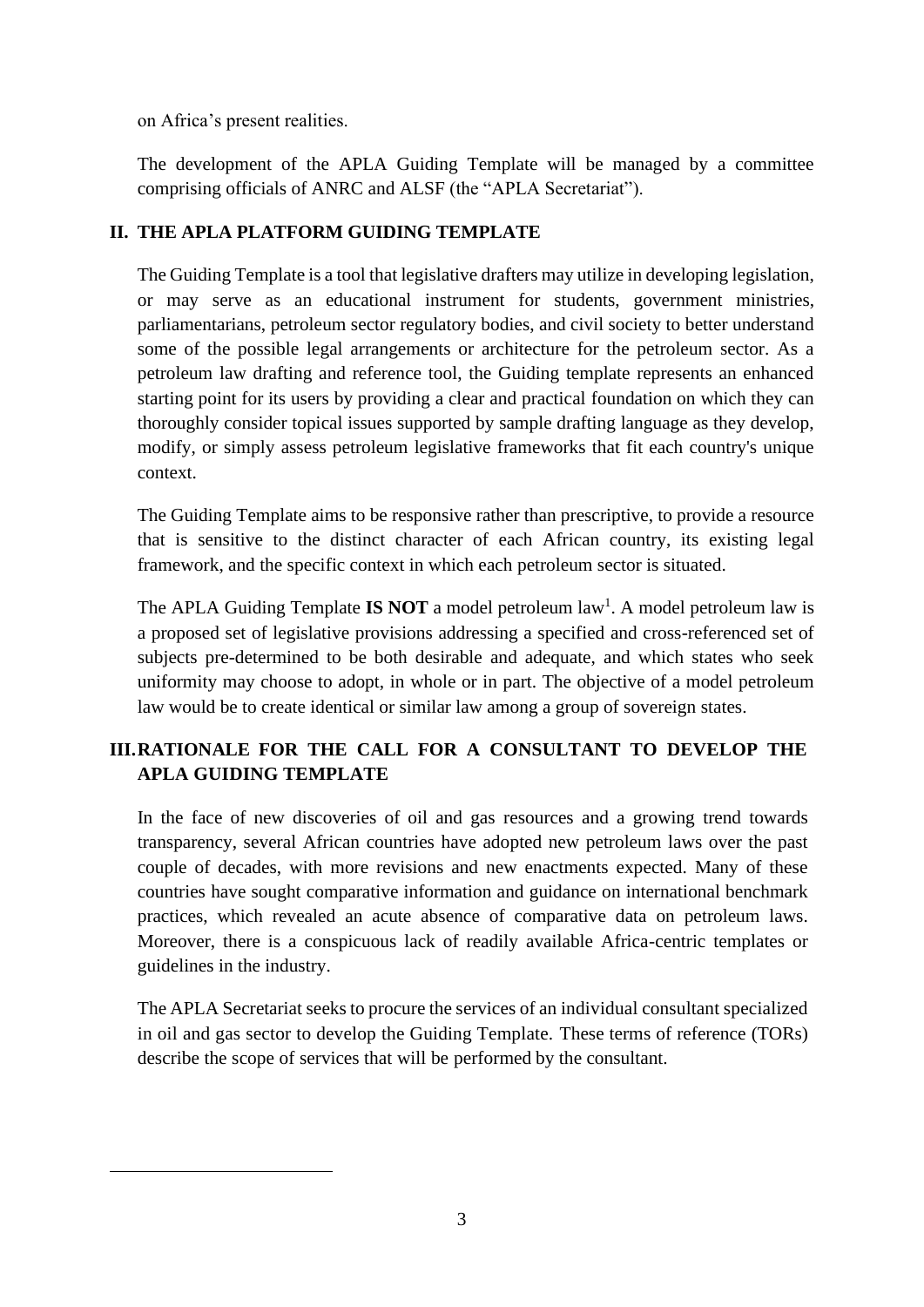on Africa's present realities.

The development of the APLA Guiding Template will be managed by a committee comprising officials of ANRC and ALSF (the "APLA Secretariat").

## II. THE APLA PLATFORM GUIDING TEMPLATE

The Guiding Template is a tool that legislative drafters may utilize in developing legislation, or may serve as an educational instrument for students, government ministries, parliamentarians, petroleum sector regulatory bodies, and civil society to better understand some of the possible legal arrangements or architecture for the petroleum sector. As a petroleum law drafting and reference tool, the Guiding template represents an enhanced starting point for its users by providing a clear and practical foundation on which they can thoroughly consider topical issues supported by sample drafting language as they develop, modify, or simply assess petroleum legislative frameworks that fit each country's unique context.

The Guiding Template aims to be responsive rather than prescriptive, to provide a resource that is sensitive to the distinct character of each African country, its existing legal framework, and the specific context in which each petroleum sector is situated.

The APLA Guiding Template **IS NOT** a model petroleum law[1]. A model petroleum law is a proposed set of legislative provisions addressing a specified and cross-referenced set of subjects pre-determined to be both desirable and adequate, and which states who seek uniformity may choose to adopt, in whole or in part. The objective of a model petroleum law would be to create identical or similar law among a group of sovereign states.

## III. RATIONALE FOR THE CALL FOR A CONSULTANT TO DEVELOP THE APLA GUIDING TEMPLATE

In the face of new discoveries of oil and gas resources and a growing trend towards transparency, several African countries have adopted new petroleum laws over the past couple of decades, with more revisions and new enactments expected. Many of these countries have sought comparative information and guidance on international benchmark practices, which revealed an acute absence of comparative data on petroleum laws. Moreover, there is a conspicuous lack of readily available Africa-centric templates or guidelines in the industry.

The APLA Secretariat seeks to procure the services of an individual consultant specialized in oil and gas sector to develop the Guiding Template. These terms of reference (TORs) describe the scope of services that will be performed by the consultant.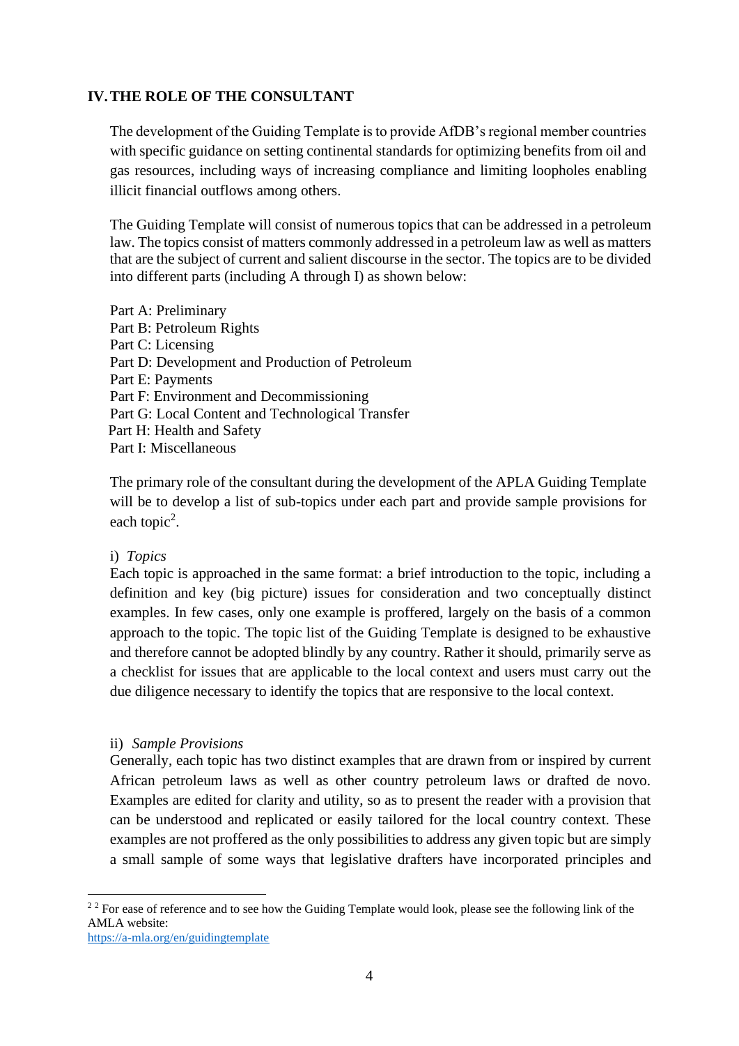## IV. THE ROLE OF THE CONSULTANT

The development of the Guiding Template is to provide AfDB's regional member countries with specific guidance on setting continental standards for optimizing benefits from oil and gas resources, including ways of increasing compliance and limiting loopholes enabling illicit financial outflows among others.

The Guiding Template will consist of numerous topics that can be addressed in a petroleum law. The topics consist of matters commonly addressed in a petroleum law as well as matters that are the subject of current and salient discourse in the sector. The topics are to be divided into different parts (including A through I) as shown below:

Part A: Preliminary
Part B: Petroleum Rights
Part C: Licensing
Part D: Development and Production of Petroleum
Part E: Payments
Part F: Environment and Decommissioning
Part G: Local Content and Technological Transfer
Part H: Health and Safety
Part I: Miscellaneous

The primary role of the consultant during the development of the APLA Guiding Template will be to develop a list of sub-topics under each part and provide sample provisions for each topic[2].

i) *Topics*
Each topic is approached in the same format: a brief introduction to the topic, including a definition and key (big picture) issues for consideration and two conceptually distinct examples. In few cases, only one example is proffered, largely on the basis of a common approach to the topic. The topic list of the Guiding Template is designed to be exhaustive and therefore cannot be adopted blindly by any country. Rather it should, primarily serve as a checklist for issues that are applicable to the local context and users must carry out the due diligence necessary to identify the topics that are responsive to the local context.

ii) *Sample Provisions*
Generally, each topic has two distinct examples that are drawn from or inspired by current African petroleum laws as well as other country petroleum laws or drafted de novo. Examples are edited for clarity and utility, so as to present the reader with a provision that can be understood and replicated or easily tailored for the local country context. These examples are not proffered as the only possibilities to address any given topic but are simply a small sample of some ways that legislative drafters have incorporated principles and

---

[2] [2] For ease of reference and to see how the Guiding Template would look, please see the following link of the AMLA website:
https://a-mla.org/en/guidingtemplate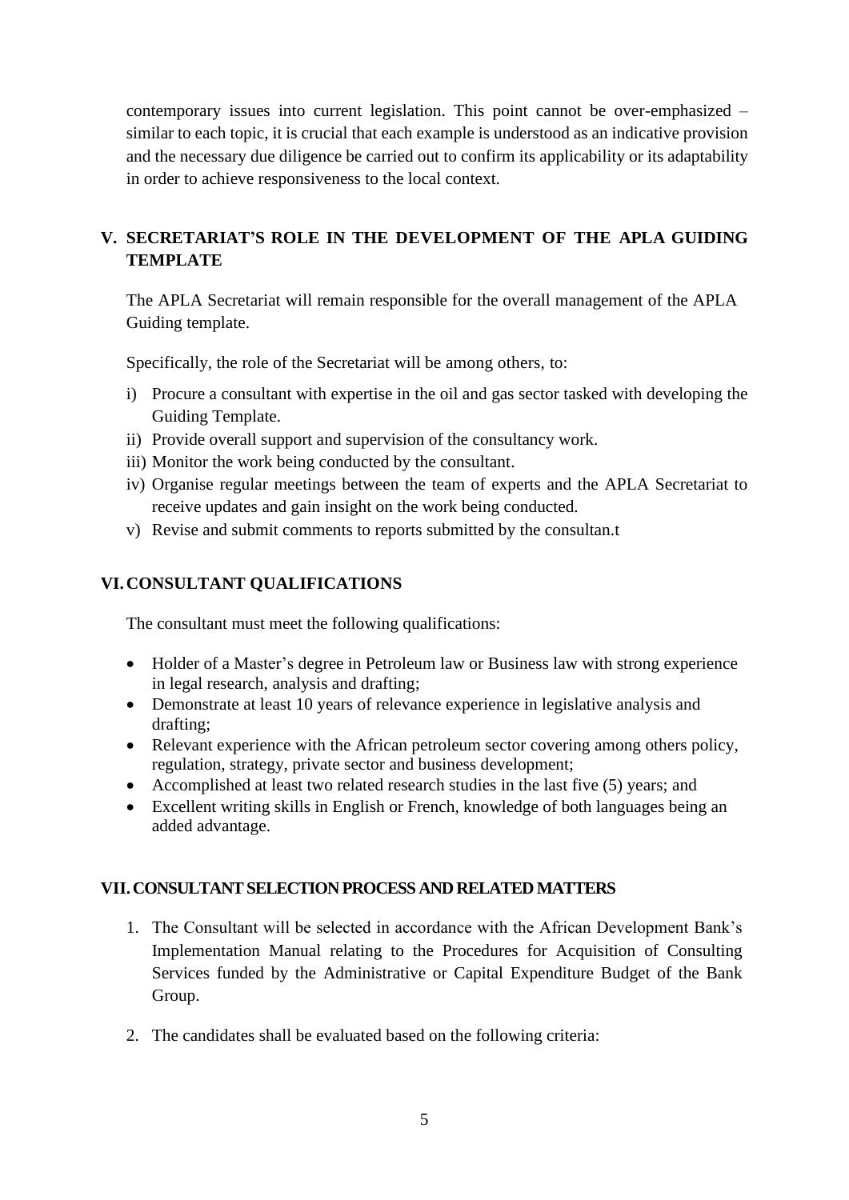contemporary issues into current legislation. This point cannot be over-emphasized – similar to each topic, it is crucial that each example is understood as an indicative provision and the necessary due diligence be carried out to confirm its applicability or its adaptability in order to achieve responsiveness to the local context.

## V. SECRETARIAT'S ROLE IN THE DEVELOPMENT OF THE APLA GUIDING TEMPLATE

The APLA Secretariat will remain responsible for the overall management of the APLA Guiding template.

Specifically, the role of the Secretariat will be among others, to:

i) Procure a consultant with expertise in the oil and gas sector tasked with developing the Guiding Template.
ii) Provide overall support and supervision of the consultancy work.
iii) Monitor the work being conducted by the consultant.
iv) Organise regular meetings between the team of experts and the APLA Secretariat to receive updates and gain insight on the work being conducted.
v) Revise and submit comments to reports submitted by the consultan.t

## VI. CONSULTANT QUALIFICATIONS

The consultant must meet the following qualifications:

- Holder of a Master's degree in Petroleum law or Business law with strong experience in legal research, analysis and drafting;
- Demonstrate at least 10 years of relevance experience in legislative analysis and drafting;
- Relevant experience with the African petroleum sector covering among others policy, regulation, strategy, private sector and business development;
- Accomplished at least two related research studies in the last five (5) years; and
- Excellent writing skills in English or French, knowledge of both languages being an added advantage.

## VII. CONSULTANT SELECTION PROCESS AND RELATED MATTERS

1. The Consultant will be selected in accordance with the African Development Bank's Implementation Manual relating to the Procedures for Acquisition of Consulting Services funded by the Administrative or Capital Expenditure Budget of the Bank Group.

2. The candidates shall be evaluated based on the following criteria: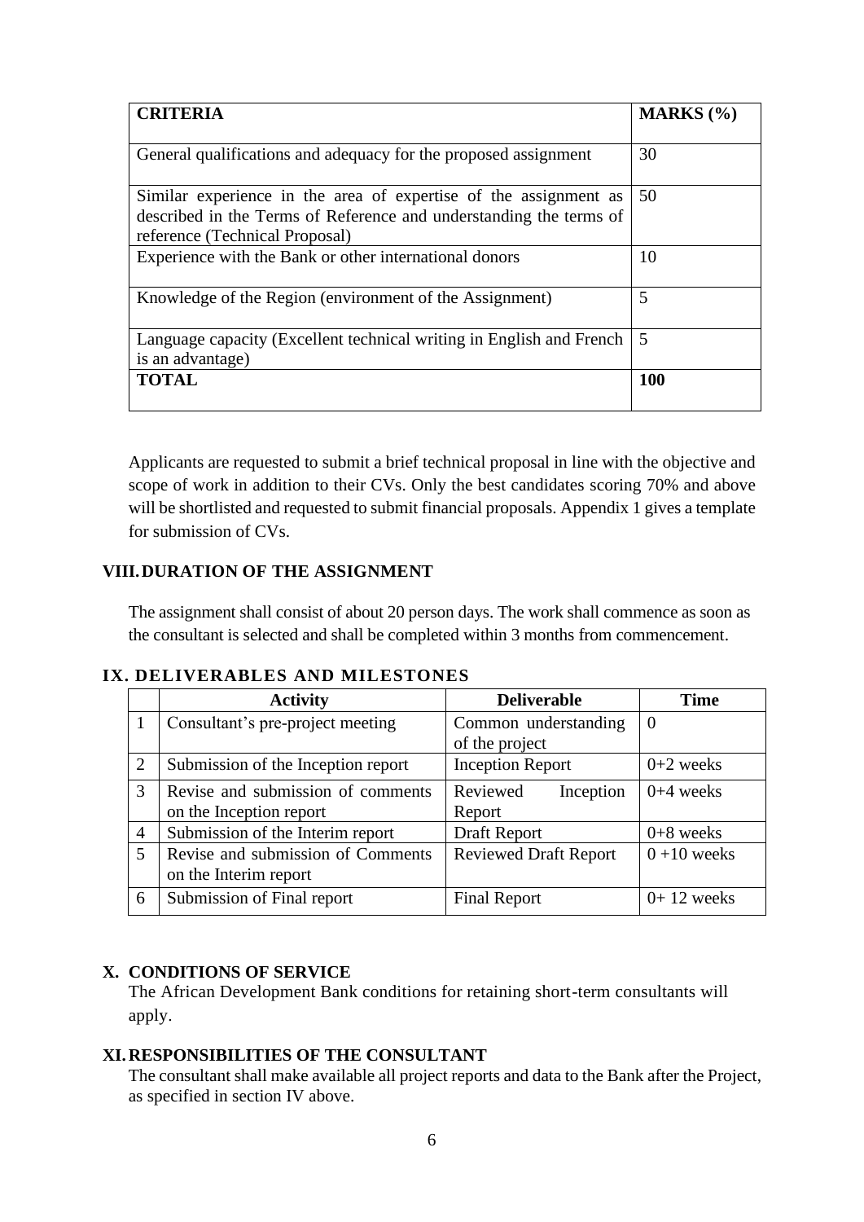| CRITERIA | MARKS (%) |
|---|---|
| General qualifications and adequacy for the proposed assignment | 30 |
| Similar experience in the area of expertise of the assignment as described in the Terms of Reference and understanding the terms of reference (Technical Proposal) | 50 |
| Experience with the Bank or other international donors | 10 |
| Knowledge of the Region (environment of the Assignment) | 5 |
| Language capacity (Excellent technical writing in English and French is an advantage) | 5 |
| **TOTAL** | **100** |

Applicants are requested to submit a brief technical proposal in line with the objective and scope of work in addition to their CVs. Only the best candidates scoring 70% and above will be shortlisted and requested to submit financial proposals. Appendix 1 gives a template for submission of CVs.

## VIII. DURATION OF THE ASSIGNMENT

The assignment shall consist of about 20 person days. The work shall commence as soon as the consultant is selected and shall be completed within 3 months from commencement.

## IX. DELIVERABLES AND MILESTONES

| | Activity | Deliverable | Time |
|---|---|---|---|
| 1 | Consultant's pre-project meeting | Common understanding of the project | 0 |
| 2 | Submission of the Inception report | Inception Report | 0+2 weeks |
| 3 | Revise and submission of comments on the Inception report | Reviewed Inception Report | 0+4 weeks |
| 4 | Submission of the Interim report | Draft Report | 0+8 weeks |
| 5 | Revise and submission of Comments on the Interim report | Reviewed Draft Report | 0 +10 weeks |
| 6 | Submission of Final report | Final Report | 0+ 12 weeks |

## X. CONDITIONS OF SERVICE

The African Development Bank conditions for retaining short-term consultants will apply.

## XI. RESPONSIBILITIES OF THE CONSULTANT

The consultant shall make available all project reports and data to the Bank after the Project, as specified in section IV above.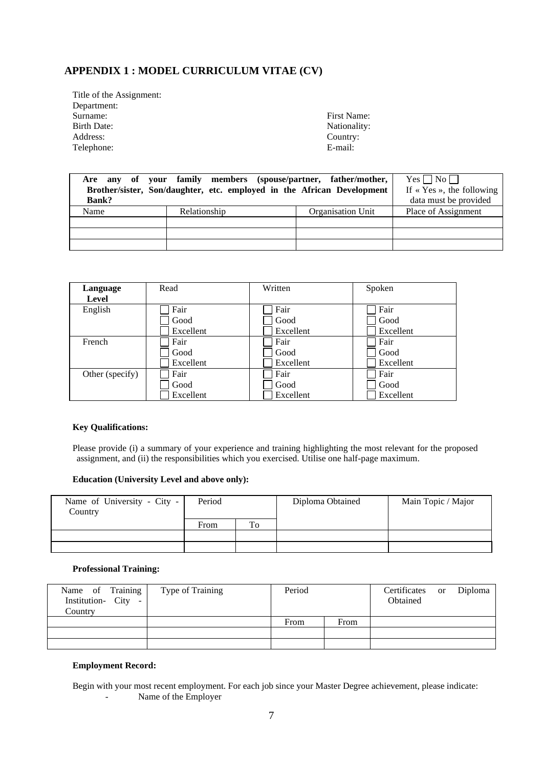## APPENDIX 1 : MODEL CURRICULUM VITAE (CV)

Title of the Assignment:
Department:
Surname: First Name:
Birth Date: Nationality:
Address: Country:
Telephone: E-mail:

| **Are any of your family members (spouse/partner, father/mother, Brother/sister, Son/daughter, etc. employed in the African Development Bank?** | | | Yes ☐ No ☐ If « Yes », the following data must be provided |
|---|---|---|---|
| Name | Relationship | Organisation Unit | Place of Assignment |
| | | | |
| | | | |
| | | | |

| **Language Level** | Read | Written | Spoken |
|---|---|---|---|
| English | ☐ Fair ☐ Good ☐ Excellent | ☐ Fair ☐ Good ☐ Excellent | ☐ Fair ☐ Good ☐ Excellent |
| French | ☐ Fair ☐ Good ☐ Excellent | ☐ Fair ☐ Good ☐ Excellent | ☐ Fair ☐ Good ☐ Excellent |
| Other (specify) | ☐ Fair ☐ Good ☐ Excellent | ☐ Fair ☐ Good ☐ Excellent | ☐ Fair ☐ Good ☐ Excellent |

**Key Qualifications:**

Please provide (i) a summary of your experience and training highlighting the most relevant for the proposed assignment, and (ii) the responsibilities which you exercised. Utilise one half-page maximum.

**Education (University Level and above only):**

| Name of University - City - Country | Period | | Diploma Obtained | Main Topic / Major |
|---|---|---|---|---|
| | From | To | | |
| | | | | |
| | | | | |

**Professional Training:**

| Name of Training Institution- City - Country | Type of Training | Period | | Certificates or Diploma Obtained |
|---|---|---|---|---|
| | | From | From | |
| | | | | |
| | | | | |

**Employment Record:**

Begin with your most recent employment. For each job since your Master Degree achievement, please indicate:

- Name of the Employer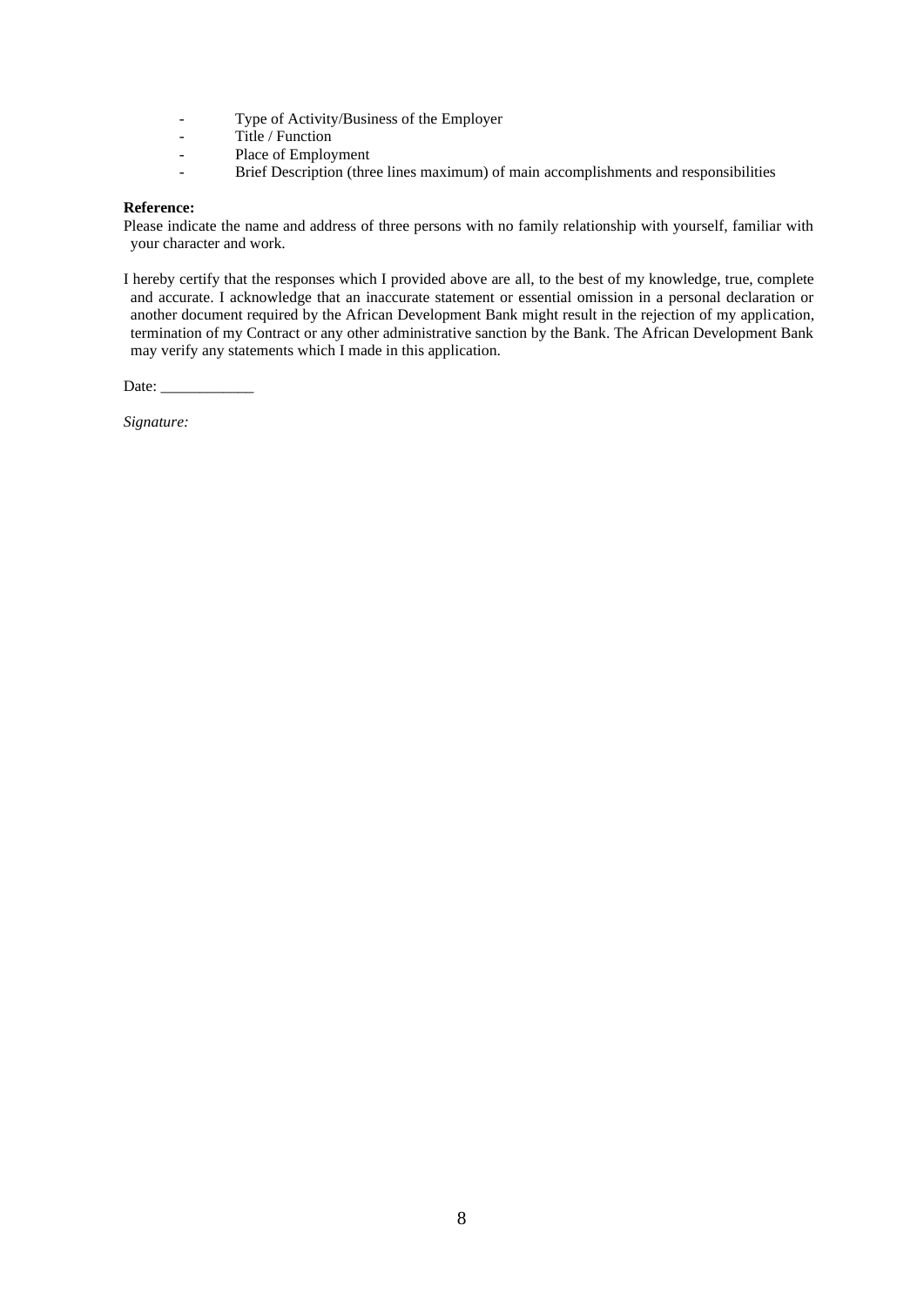- Type of Activity/Business of the Employer
- Title / Function
- Place of Employment
- Brief Description (three lines maximum) of main accomplishments and responsibilities

**Reference:**

Please indicate the name and address of three persons with no family relationship with yourself, familiar with your character and work.

I hereby certify that the responses which I provided above are all, to the best of my knowledge, true, complete and accurate. I acknowledge that an inaccurate statement or essential omission in a personal declaration or another document required by the African Development Bank might result in the rejection of my application, termination of my Contract or any other administrative sanction by the Bank. The African Development Bank may verify any statements which I made in this application.

Date: ____________

*Signature:*